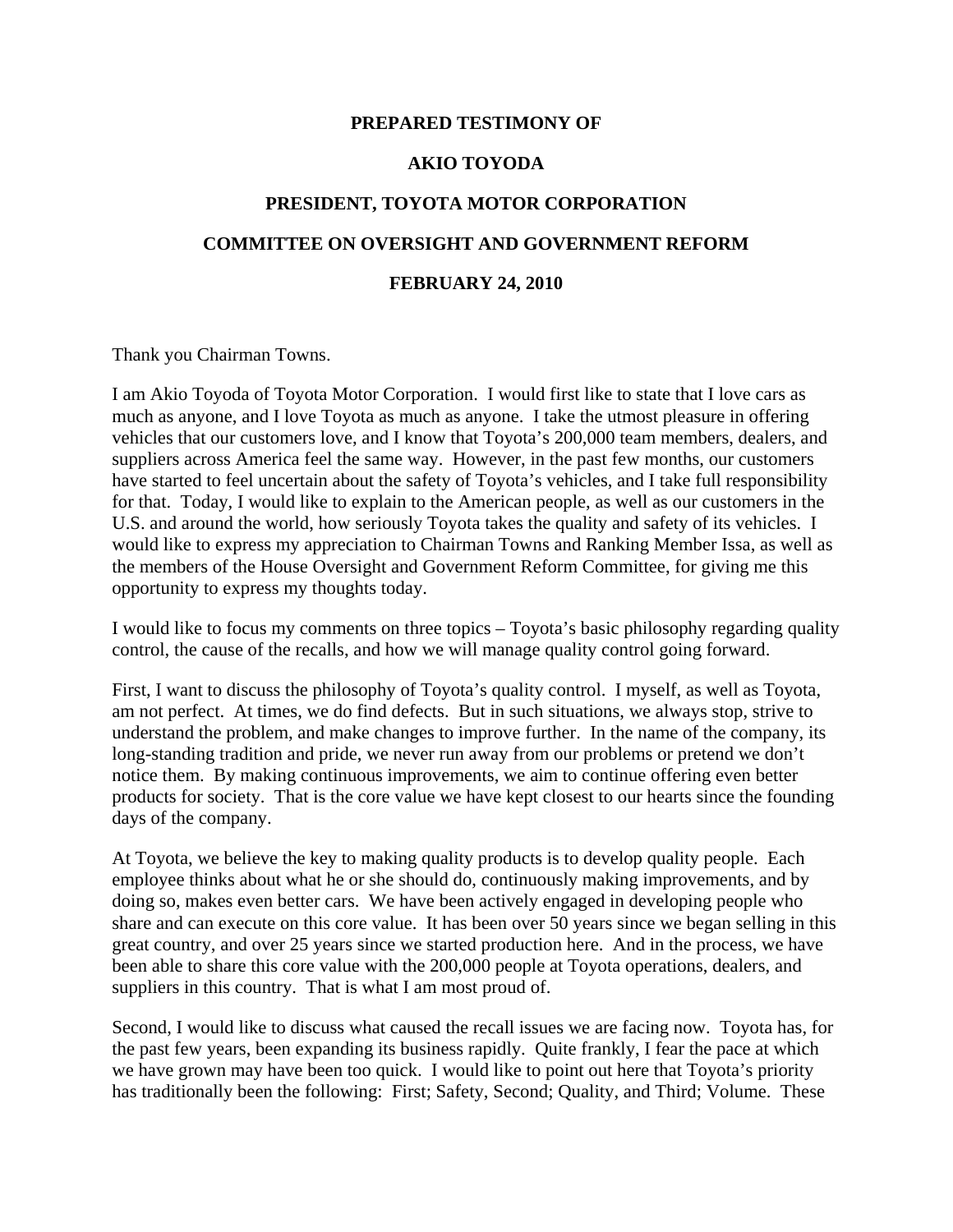**PREPARED TESTIMONY OF**

**AKIO TOYODA**

**PRESIDENT, TOYOTA MOTOR CORPORATION**

**COMMITTEE ON OVERSIGHT AND GOVERNMENT REFORM**

**FEBRUARY 24, 2010**

Thank you Chairman Towns.

I am Akio Toyoda of Toyota Motor Corporation. I would first like to state that I love cars as much as anyone, and I love Toyota as much as anyone. I take the utmost pleasure in offering vehicles that our customers love, and I know that Toyota's 200,000 team members, dealers, and suppliers across America feel the same way. However, in the past few months, our customers have started to feel uncertain about the safety of Toyota's vehicles, and I take full responsibility for that. Today, I would like to explain to the American people, as well as our customers in the U.S. and around the world, how seriously Toyota takes the quality and safety of its vehicles. I would like to express my appreciation to Chairman Towns and Ranking Member Issa, as well as the members of the House Oversight and Government Reform Committee, for giving me this opportunity to express my thoughts today.

I would like to focus my comments on three topics – Toyota's basic philosophy regarding quality control, the cause of the recalls, and how we will manage quality control going forward.

First, I want to discuss the philosophy of Toyota's quality control. I myself, as well as Toyota, am not perfect. At times, we do find defects. But in such situations, we always stop, strive to understand the problem, and make changes to improve further. In the name of the company, its long-standing tradition and pride, we never run away from our problems or pretend we don't notice them. By making continuous improvements, we aim to continue offering even better products for society. That is the core value we have kept closest to our hearts since the founding days of the company.

At Toyota, we believe the key to making quality products is to develop quality people. Each employee thinks about what he or she should do, continuously making improvements, and by doing so, makes even better cars. We have been actively engaged in developing people who share and can execute on this core value. It has been over 50 years since we began selling in this great country, and over 25 years since we started production here. And in the process, we have been able to share this core value with the 200,000 people at Toyota operations, dealers, and suppliers in this country. That is what I am most proud of.

Second, I would like to discuss what caused the recall issues we are facing now. Toyota has, for the past few years, been expanding its business rapidly. Quite frankly, I fear the pace at which we have grown may have been too quick. I would like to point out here that Toyota's priority has traditionally been the following: First; Safety, Second; Quality, and Third; Volume. These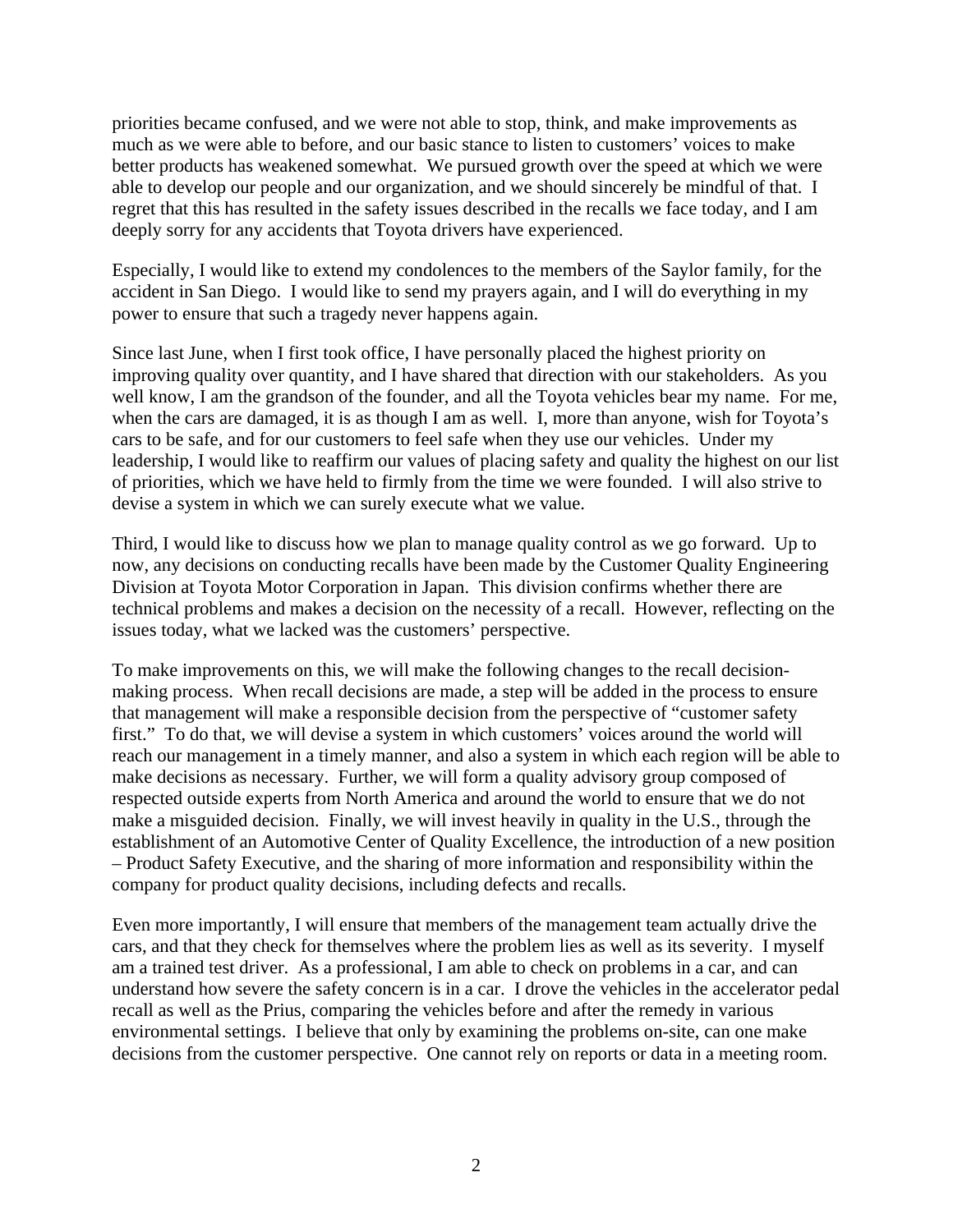priorities became confused, and we were not able to stop, think, and make improvements as much as we were able to before, and our basic stance to listen to customers' voices to make better products has weakened somewhat. We pursued growth over the speed at which we were able to develop our people and our organization, and we should sincerely be mindful of that. I regret that this has resulted in the safety issues described in the recalls we face today, and I am deeply sorry for any accidents that Toyota drivers have experienced.

Especially, I would like to extend my condolences to the members of the Saylor family, for the accident in San Diego. I would like to send my prayers again, and I will do everything in my power to ensure that such a tragedy never happens again.

Since last June, when I first took office, I have personally placed the highest priority on improving quality over quantity, and I have shared that direction with our stakeholders. As you well know, I am the grandson of the founder, and all the Toyota vehicles bear my name. For me, when the cars are damaged, it is as though I am as well. I, more than anyone, wish for Toyota's cars to be safe, and for our customers to feel safe when they use our vehicles. Under my leadership, I would like to reaffirm our values of placing safety and quality the highest on our list of priorities, which we have held to firmly from the time we were founded. I will also strive to devise a system in which we can surely execute what we value.

Third, I would like to discuss how we plan to manage quality control as we go forward. Up to now, any decisions on conducting recalls have been made by the Customer Quality Engineering Division at Toyota Motor Corporation in Japan. This division confirms whether there are technical problems and makes a decision on the necessity of a recall. However, reflecting on the issues today, what we lacked was the customers' perspective.

To make improvements on this, we will make the following changes to the recall decision-making process. When recall decisions are made, a step will be added in the process to ensure that management will make a responsible decision from the perspective of "customer safety first." To do that, we will devise a system in which customers' voices around the world will reach our management in a timely manner, and also a system in which each region will be able to make decisions as necessary. Further, we will form a quality advisory group composed of respected outside experts from North America and around the world to ensure that we do not make a misguided decision. Finally, we will invest heavily in quality in the U.S., through the establishment of an Automotive Center of Quality Excellence, the introduction of a new position – Product Safety Executive, and the sharing of more information and responsibility within the company for product quality decisions, including defects and recalls.

Even more importantly, I will ensure that members of the management team actually drive the cars, and that they check for themselves where the problem lies as well as its severity. I myself am a trained test driver. As a professional, I am able to check on problems in a car, and can understand how severe the safety concern is in a car. I drove the vehicles in the accelerator pedal recall as well as the Prius, comparing the vehicles before and after the remedy in various environmental settings. I believe that only by examining the problems on-site, can one make decisions from the customer perspective. One cannot rely on reports or data in a meeting room.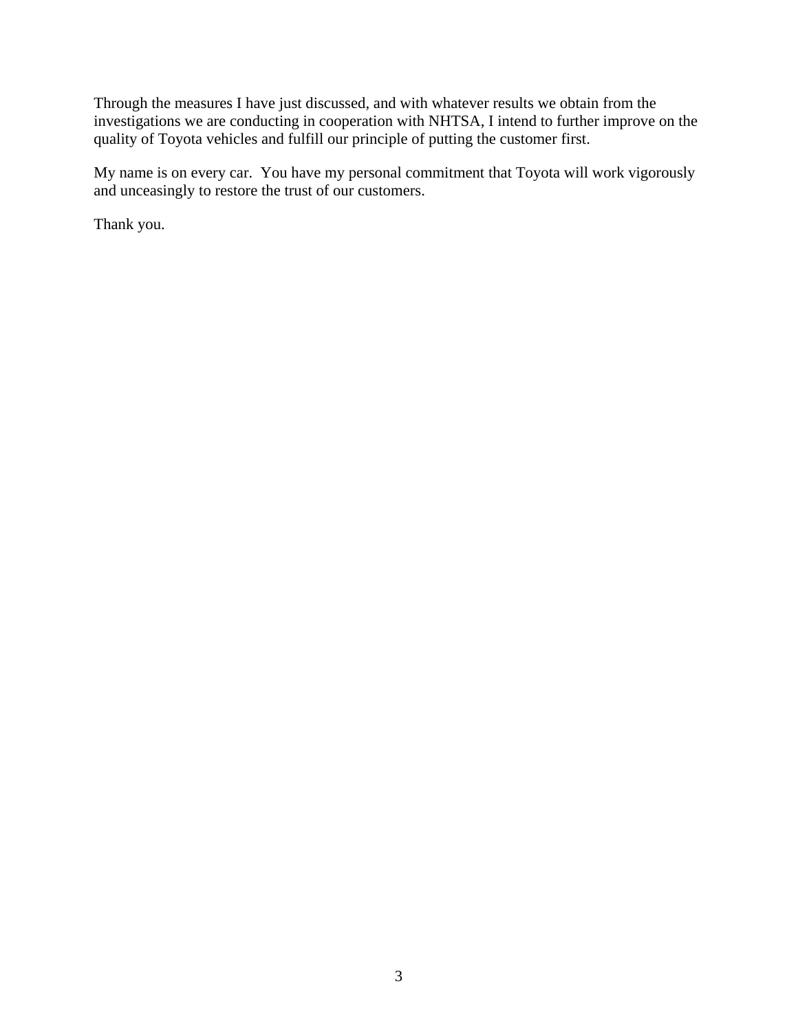Through the measures I have just discussed, and with whatever results we obtain from the investigations we are conducting in cooperation with NHTSA, I intend to further improve on the quality of Toyota vehicles and fulfill our principle of putting the customer first.

My name is on every car. You have my personal commitment that Toyota will work vigorously and unceasingly to restore the trust of our customers.

Thank you.